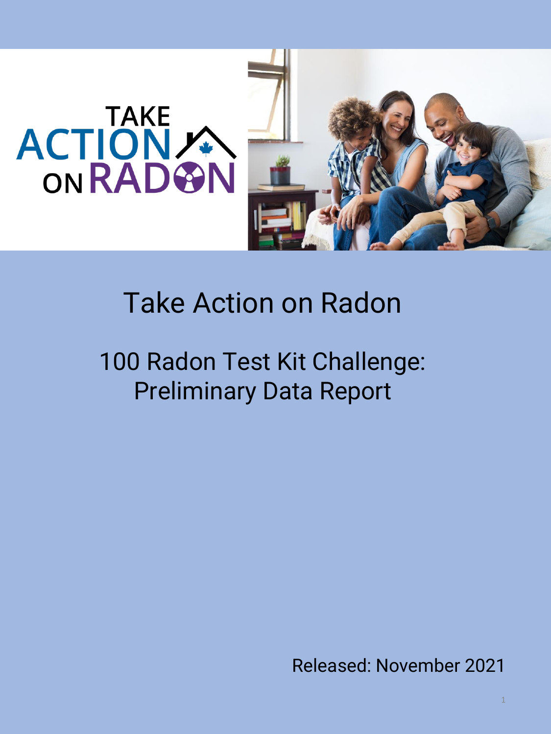# Take Action on Radon

## 100 Radon Test Kit Challenge: Preliminary Data Report

Released: November 2021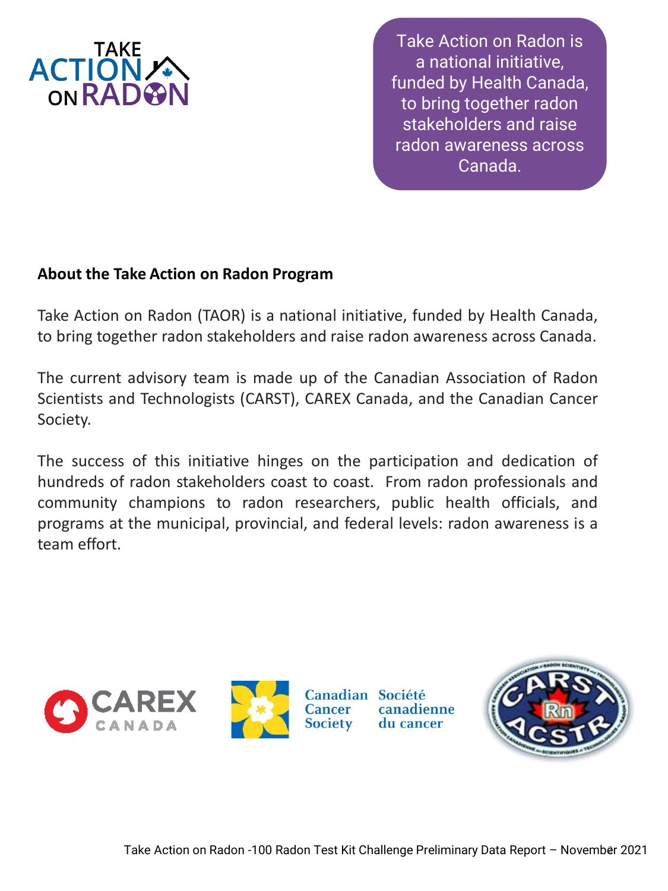Take Action on Radon is a national initiative, funded by Health Canada, to bring together radon stakeholders and raise radon awareness across Canada.

## About the Take Action on Radon Program

Take Action on Radon (TAOR) is a national initiative, funded by Health Canada, to bring together radon stakeholders and raise radon awareness across Canada.

The current advisory team is made up of the Canadian Association of Radon Scientists and Technologists (CARST), CAREX Canada, and the Canadian Cancer Society.

The success of this initiative hinges on the participation and dedication of hundreds of radon stakeholders coast to coast. From radon professionals and community champions to radon researchers, public health officials, and programs at the municipal, provincial, and federal levels: radon awareness is a team effort.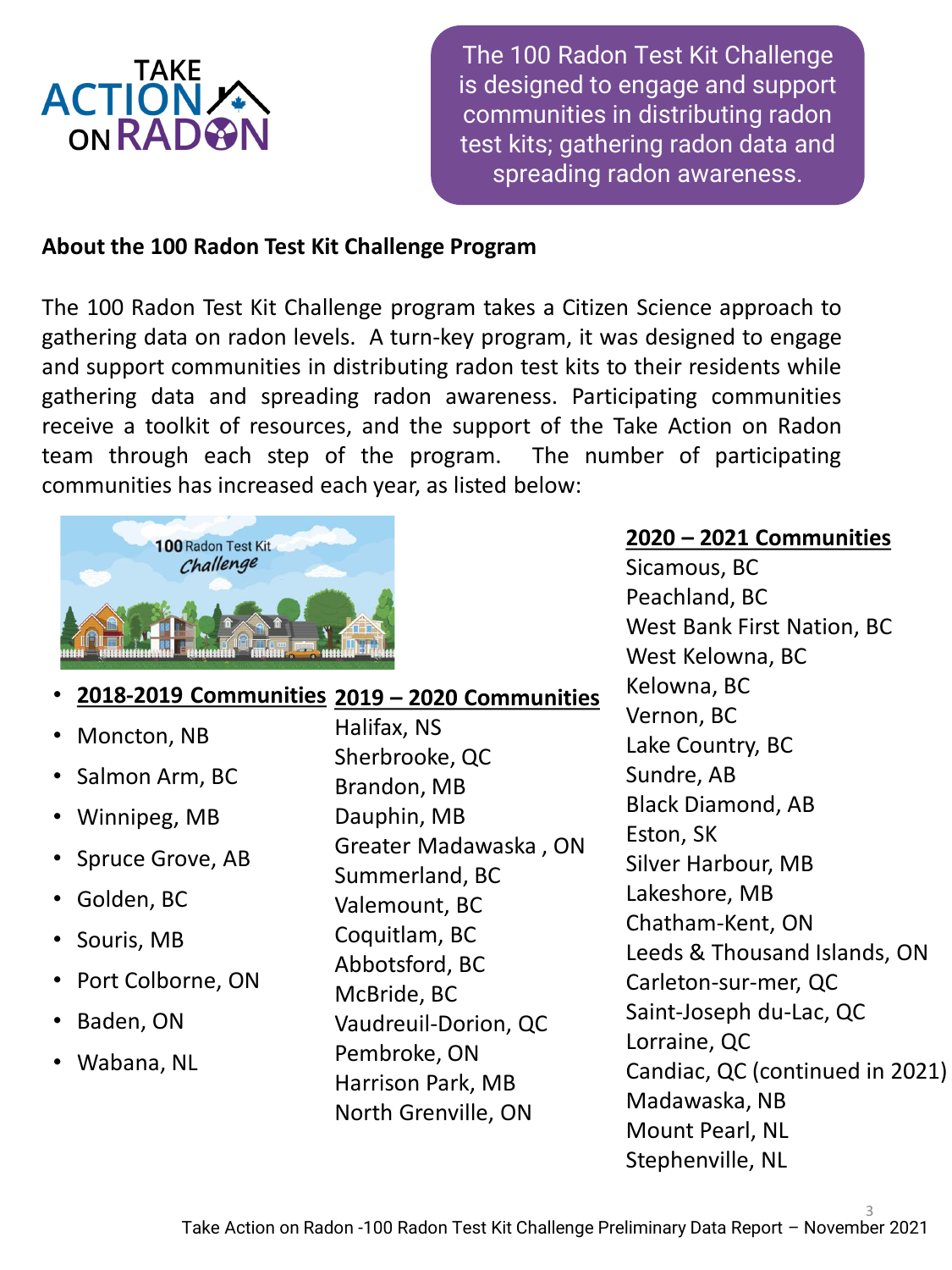The 100 Radon Test Kit Challenge is designed to engage and support communities in distributing radon test kits; gathering radon data and spreading radon awareness.

**About the 100 Radon Test Kit Challenge Program**

The 100 Radon Test Kit Challenge program takes a Citizen Science approach to gathering data on radon levels. A turn-key program, it was designed to engage and support communities in distributing radon test kits to their residents while gathering data and spreading radon awareness. Participating communities receive a toolkit of resources, and the support of the Take Action on Radon team through each step of the program. The number of participating communities has increased each year, as listed below:

**2018-2019 Communities**

- Moncton, NB
- Salmon Arm, BC
- Winnipeg, MB
- Spruce Grove, AB
- Golden, BC
- Souris, MB
- Port Colborne, ON
- Baden, ON
- Wabana, NL

**2019 – 2020 Communities**

Halifax, NS
Sherbrooke, QC
Brandon, MB
Dauphin, MB
Greater Madawaska , ON
Summerland, BC
Valemount, BC
Coquitlam, BC
Abbotsford, BC
McBride, BC
Vaudreuil-Dorion, QC
Pembroke, ON
Harrison Park, MB
North Grenville, ON

**2020 – 2021 Communities**

Sicamous, BC
Peachland, BC
West Bank First Nation, BC
West Kelowna, BC
Kelowna, BC
Vernon, BC
Lake Country, BC
Sundre, AB
Black Diamond, AB
Eston, SK
Silver Harbour, MB
Lakeshore, MB
Chatham-Kent, ON
Leeds & Thousand Islands, ON
Carleton-sur-mer, QC
Saint-Joseph du-Lac, QC
Lorraine, QC
Candiac, QC (continued in 2021)
Madawaska, NB
Mount Pearl, NL
Stephenville, NL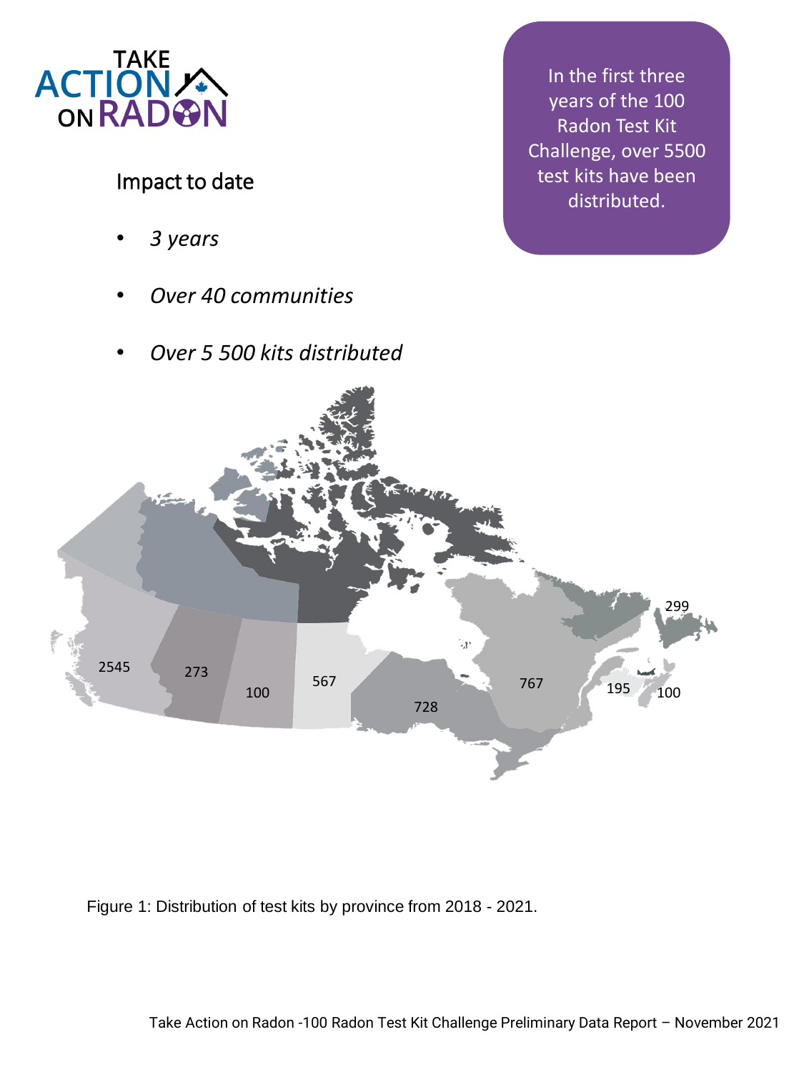TAKE ACTION ON RADON

## Impact to date

- *3 years*
- *Over 40 communities*
- *Over 5 500 kits distributed*

In the first three years of the 100 Radon Test Kit Challenge, over 5500 test kits have been distributed.

2545
273
100
567
728
767
299
195
100

Figure 1: Distribution of test kits by province from 2018 - 2021.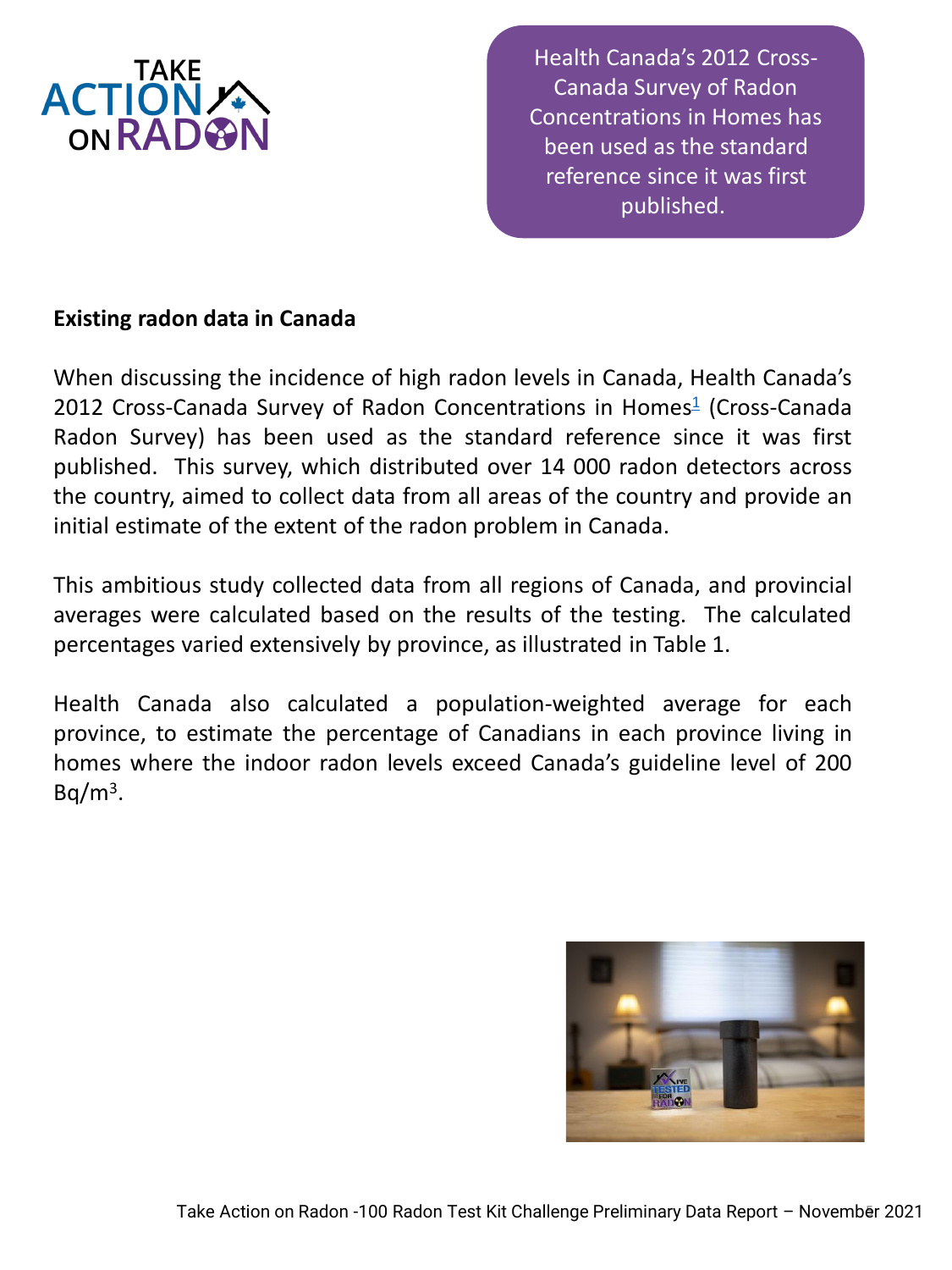Health Canada's 2012 Cross-Canada Survey of Radon Concentrations in Homes has been used as the standard reference since it was first published.

## Existing radon data in Canada

When discussing the incidence of high radon levels in Canada, Health Canada's 2012 Cross-Canada Survey of Radon Concentrations in Homes[1] (Cross-Canada Radon Survey) has been used as the standard reference since it was first published. This survey, which distributed over 14 000 radon detectors across the country, aimed to collect data from all areas of the country and provide an initial estimate of the extent of the radon problem in Canada.

This ambitious study collected data from all regions of Canada, and provincial averages were calculated based on the results of the testing. The calculated percentages varied extensively by province, as illustrated in Table 1.

Health Canada also calculated a population-weighted average for each province, to estimate the percentage of Canadians in each province living in homes where the indoor radon levels exceed Canada's guideline level of 200 Bq/m$^3$.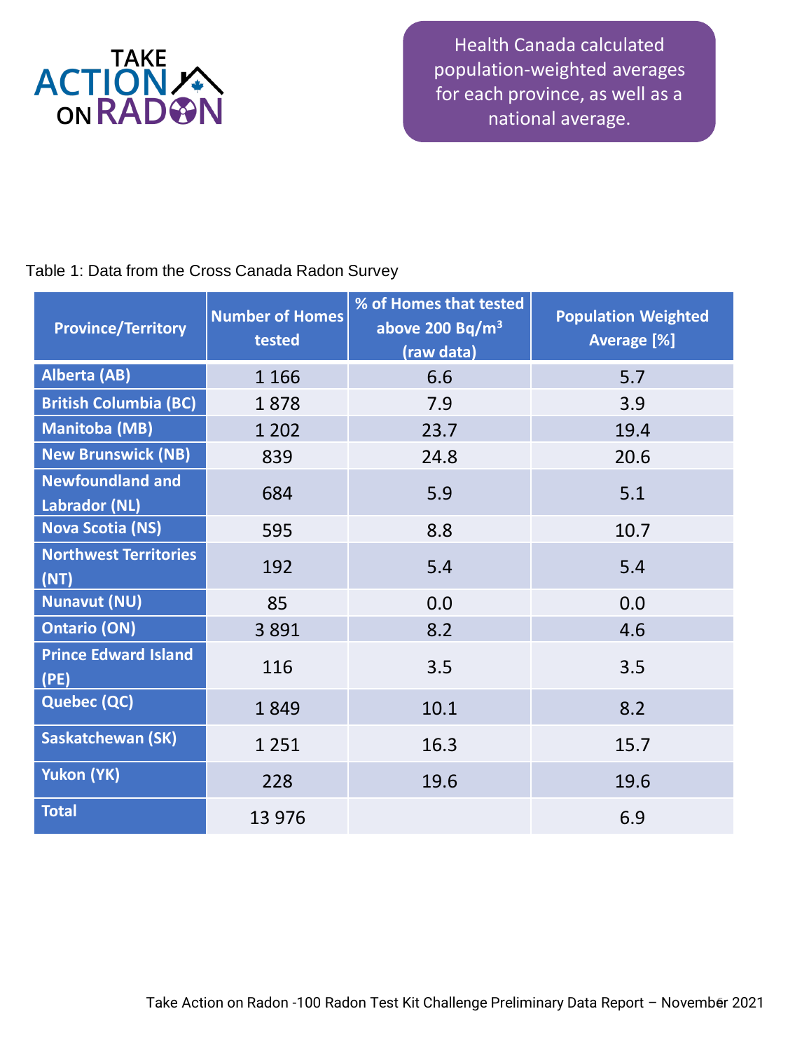Health Canada calculated population-weighted averages for each province, as well as a national average.

Table 1: Data from the Cross Canada Radon Survey

| Province/Territory | Number of Homes tested | % of Homes that tested above 200 Bq/m$^3$ (raw data) | Population Weighted Average [%] |
|---|---|---|---|
| Alberta (AB) | 1 166 | 6.6 | 5.7 |
| British Columbia (BC) | 1 878 | 7.9 | 3.9 |
| Manitoba (MB) | 1 202 | 23.7 | 19.4 |
| New Brunswick (NB) | 839 | 24.8 | 20.6 |
| Newfoundland and Labrador (NL) | 684 | 5.9 | 5.1 |
| Nova Scotia (NS) | 595 | 8.8 | 10.7 |
| Northwest Territories (NT) | 192 | 5.4 | 5.4 |
| Nunavut (NU) | 85 | 0.0 | 0.0 |
| Ontario (ON) | 3 891 | 8.2 | 4.6 |
| Prince Edward Island (PE) | 116 | 3.5 | 3.5 |
| Quebec (QC) | 1 849 | 10.1 | 8.2 |
| Saskatchewan (SK) | 1 251 | 16.3 | 15.7 |
| Yukon (YK) | 228 | 19.6 | 19.6 |
| Total | 13 976 | | 6.9 |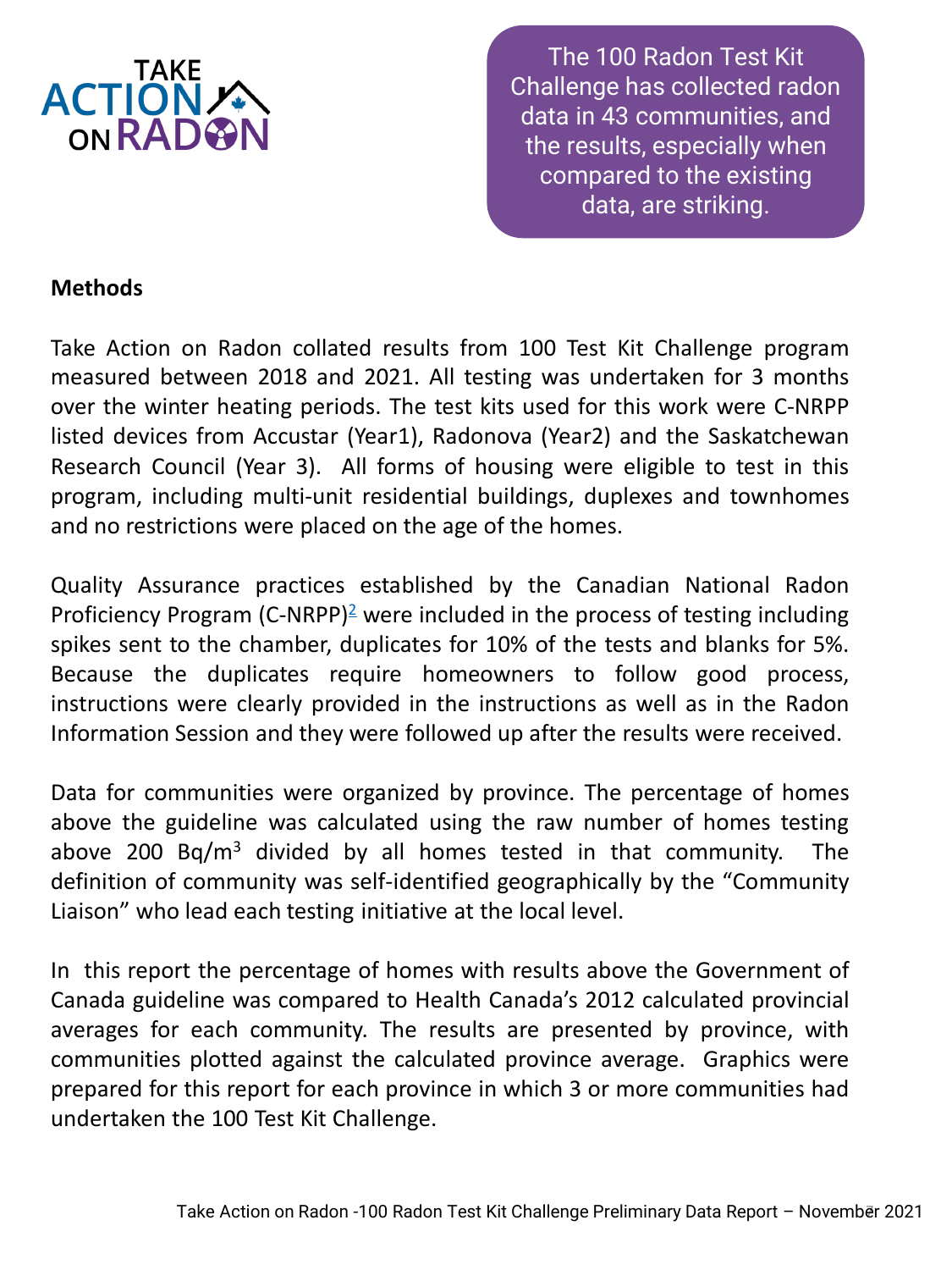The 100 Radon Test Kit Challenge has collected radon data in 43 communities, and the results, especially when compared to the existing data, are striking.

## Methods

Take Action on Radon collated results from 100 Test Kit Challenge program measured between 2018 and 2021. All testing was undertaken for 3 months over the winter heating periods. The test kits used for this work were C-NRPP listed devices from Accustar (Year1), Radonova (Year2) and the Saskatchewan Research Council (Year 3). All forms of housing were eligible to test in this program, including multi-unit residential buildings, duplexes and townhomes and no restrictions were placed on the age of the homes.

Quality Assurance practices established by the Canadian National Radon Proficiency Program (C-NRPP)[2] were included in the process of testing including spikes sent to the chamber, duplicates for 10% of the tests and blanks for 5%. Because the duplicates require homeowners to follow good process, instructions were clearly provided in the instructions as well as in the Radon Information Session and they were followed up after the results were received.

Data for communities were organized by province. The percentage of homes above the guideline was calculated using the raw number of homes testing above 200 $Bq/m^3$ divided by all homes tested in that community. The definition of community was self-identified geographically by the "Community Liaison" who lead each testing initiative at the local level.

In this report the percentage of homes with results above the Government of Canada guideline was compared to Health Canada's 2012 calculated provincial averages for each community. The results are presented by province, with communities plotted against the calculated province average. Graphics were prepared for this report for each province in which 3 or more communities had undertaken the 100 Test Kit Challenge.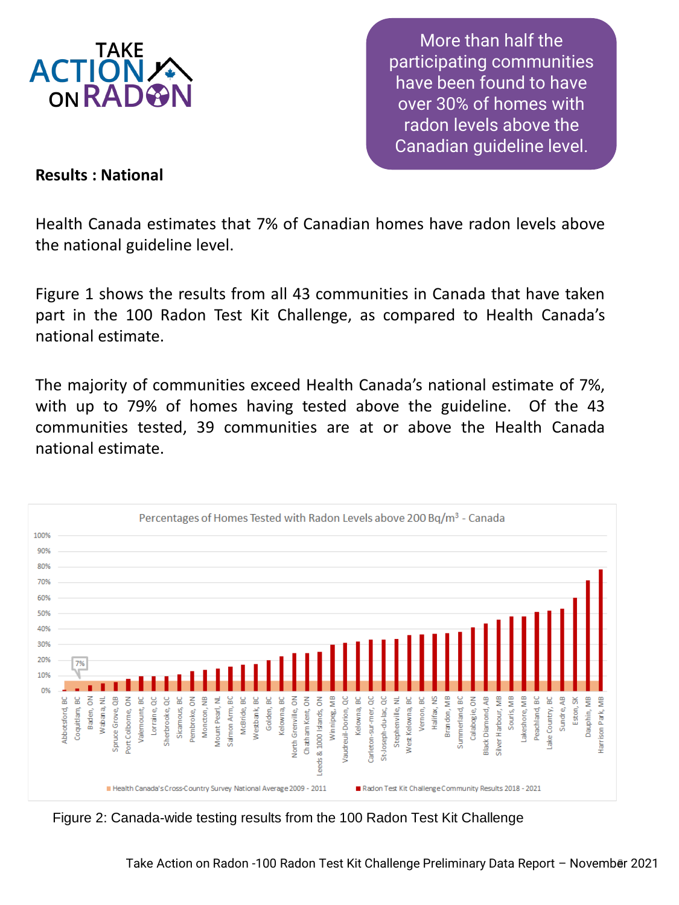More than half the participating communities have been found to have over 30% of homes with radon levels above the Canadian guideline level.

**Results : National**

Health Canada estimates that 7% of Canadian homes have radon levels above the national guideline level.

Figure 1 shows the results from all 43 communities in Canada that have taken part in the 100 Radon Test Kit Challenge, as compared to Health Canada's national estimate.

The majority of communities exceed Health Canada's national estimate of 7%, with up to 79% of homes having tested above the guideline. Of the 43 communities tested, 39 communities are at or above the Health Canada national estimate.

Figure 2: Canada-wide testing results from the 100 Radon Test Kit Challenge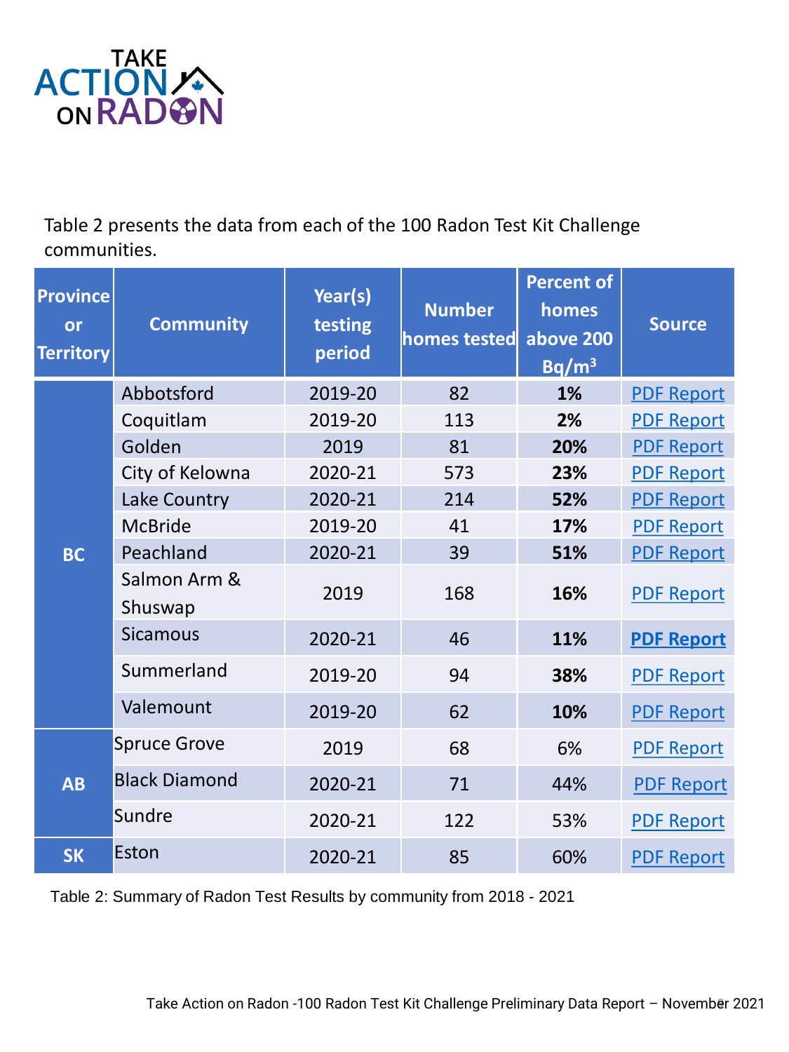Table 2 presents the data from each of the 100 Radon Test Kit Challenge communities.

| Province or Territory | Community | Year(s) testing period | Number homes tested | Percent of homes above 200 Bq/m$^3$ | Source |
|---|---|---|---|---|---|
| BC | Abbotsford | 2019-20 | 82 | **1%** | PDF Report |
| | Coquitlam | 2019-20 | 113 | **2%** | PDF Report |
| | Golden | 2019 | 81 | **20%** | PDF Report |
| | City of Kelowna | 2020-21 | 573 | **23%** | PDF Report |
| | Lake Country | 2020-21 | 214 | **52%** | PDF Report |
| | McBride | 2019-20 | 41 | **17%** | PDF Report |
| | Peachland | 2020-21 | 39 | **51%** | PDF Report |
| | Salmon Arm & Shuswap | 2019 | 168 | **16%** | PDF Report |
| | Sicamous | 2020-21 | 46 | **11%** | **PDF Report** |
| | Summerland | 2019-20 | 94 | **38%** | PDF Report |
| | Valemount | 2019-20 | 62 | **10%** | PDF Report |
| AB | Spruce Grove | 2019 | 68 | 6% | PDF Report |
| | Black Diamond | 2020-21 | 71 | 44% | PDF Report |
| | Sundre | 2020-21 | 122 | 53% | PDF Report |
| SK | Eston | 2020-21 | 85 | 60% | PDF Report |

Table 2: Summary of Radon Test Results by community from 2018 - 2021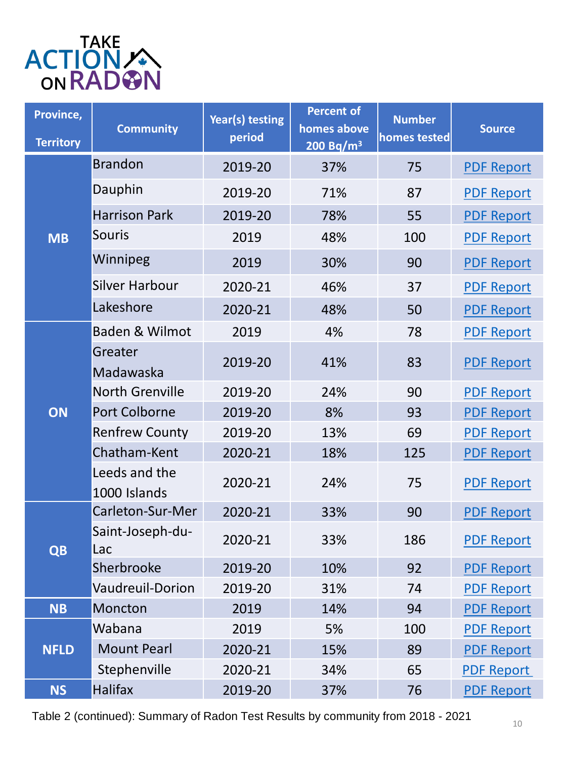TAKE ACTION ON RADON

| Province, Territory | Community | Year(s) testing period | Percent of homes above 200 $Bq/m^3$ | Number homes tested | Source |
|---|---|---|---|---|---|
| MB | Brandon | 2019-20 | 37% | 75 | PDF Report |
| | Dauphin | 2019-20 | 71% | 87 | PDF Report |
| | Harrison Park | 2019-20 | 78% | 55 | PDF Report |
| | Souris | 2019 | 48% | 100 | PDF Report |
| | Winnipeg | 2019 | 30% | 90 | PDF Report |
| | Silver Harbour | 2020-21 | 46% | 37 | PDF Report |
| | Lakeshore | 2020-21 | 48% | 50 | PDF Report |
| ON | Baden & Wilmot | 2019 | 4% | 78 | PDF Report |
| | Greater Madawaska | 2019-20 | 41% | 83 | PDF Report |
| | North Grenville | 2019-20 | 24% | 90 | PDF Report |
| | Port Colborne | 2019-20 | 8% | 93 | PDF Report |
| | Renfrew County | 2019-20 | 13% | 69 | PDF Report |
| | Chatham-Kent | 2020-21 | 18% | 125 | PDF Report |
| | Leeds and the 1000 Islands | 2020-21 | 24% | 75 | PDF Report |
| QB | Carleton-Sur-Mer | 2020-21 | 33% | 90 | PDF Report |
| | Saint-Joseph-du-Lac | 2020-21 | 33% | 186 | PDF Report |
| | Sherbrooke | 2019-20 | 10% | 92 | PDF Report |
| | Vaudreuil-Dorion | 2019-20 | 31% | 74 | PDF Report |
| NB | Moncton | 2019 | 14% | 94 | PDF Report |
| NFLD | Wabana | 2019 | 5% | 100 | PDF Report |
| | Mount Pearl | 2020-21 | 15% | 89 | PDF Report |
| | Stephenville | 2020-21 | 34% | 65 | PDF Report |
| NS | Halifax | 2019-20 | 37% | 76 | PDF Report |

Table 2 (continued): Summary of Radon Test Results by community from 2018 - 2021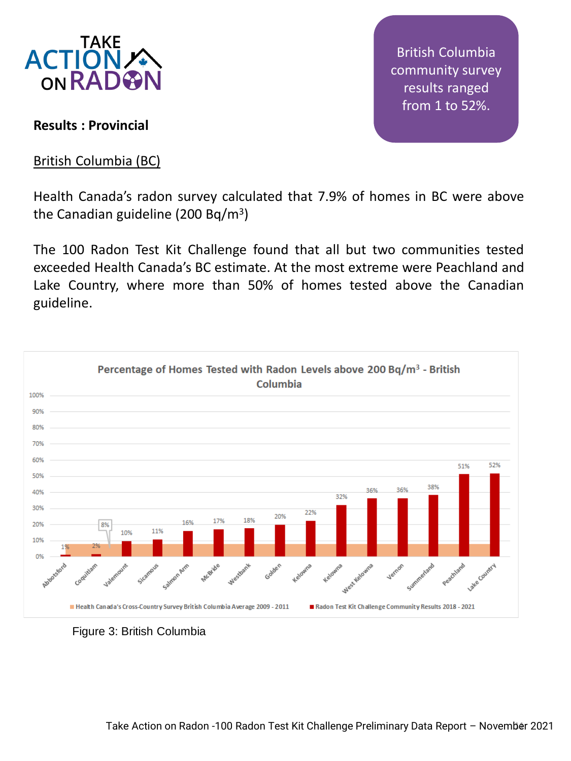**Results : Provincial**

British Columbia community survey results ranged from 1 to 52%.

## British Columbia (BC)

Health Canada's radon survey calculated that 7.9% of homes in BC were above the Canadian guideline (200 Bq/m$^3$)

The 100 Radon Test Kit Challenge found that all but two communities tested exceeded Health Canada's BC estimate. At the most extreme were Peachland and Lake Country, where more than 50% of homes tested above the Canadian guideline.

**Percentage of Homes Tested with Radon Levels above 200 Bq/m$^3$ - British Columbia**

| Community | Radon Test Kit Challenge Community Results 2018 - 2021 |
|---|---|
| Abbotsford | 1% |
| Coquitlam | 2% |
| Valemount | 10% |
| Sicamous | 11% |
| Salmon Arm | 16% |
| McBride | 17% |
| Westbank | 18% |
| Golden | 20% |
| Kelowna | 22% |
| Kelowna | 32% |
| West Kelowna | 36% |
| Vernon | 36% |
| Summerland | 38% |
| Peachland | 51% |
| Lake Country | 52% |

Health Canada's Cross-Country Survey British Columbia Average 2009 - 2011: 8%

Figure 3: British Columbia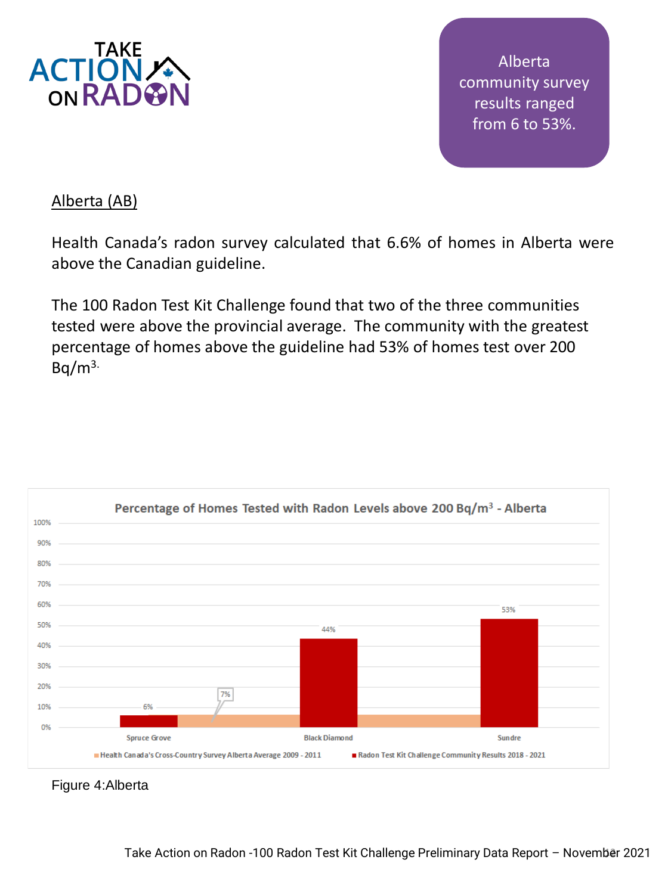Alberta community survey results ranged from 6 to 53%.

## Alberta (AB)

Health Canada's radon survey calculated that 6.6% of homes in Alberta were above the Canadian guideline.

The 100 Radon Test Kit Challenge found that two of the three communities tested were above the provincial average. The community with the greatest percentage of homes above the guideline had 53% of homes test over 200 $Bq/m^3$.

**Percentage of Homes Tested with Radon Levels above 200 $Bq/m^3$ - Alberta**

| Community | Radon Test Kit Challenge Community Results 2018 - 2021 | Health Canada's Cross-Country Survey Alberta Average 2009 - 2011 |
|---|---|---|
| Spruce Grove | 6% | 7% |
| Black Diamond | 44% | 7% |
| Sundre | 53% | 7% |

Figure 4:Alberta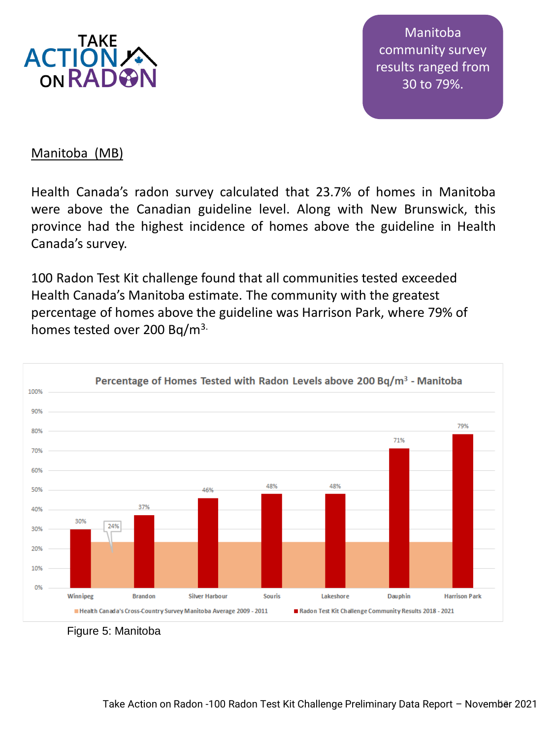Manitoba community survey results ranged from 30 to 79%.

## Manitoba (MB)

Health Canada's radon survey calculated that 23.7% of homes in Manitoba were above the Canadian guideline level. Along with New Brunswick, this province had the highest incidence of homes above the guideline in Health Canada's survey.

100 Radon Test Kit challenge found that all communities tested exceeded Health Canada's Manitoba estimate. The community with the greatest percentage of homes above the guideline was Harrison Park, where 79% of homes tested over 200 Bq/$m^3$.

**Percentage of Homes Tested with Radon Levels above 200 Bq/$m^3$ - Manitoba**

| Community | Radon Test Kit Challenge Community Results 2018 - 2021 |
|---|---|
| Winnipeg | 30% |
| Brandon | 37% |
| Silver Harbour | 46% |
| Souris | 48% |
| Lakeshore | 48% |
| Dauphin | 71% |
| Harrison Park | 79% |

Health Canada's Cross-Country Survey Manitoba Average 2009 - 2011: 24%

Figure 5: Manitoba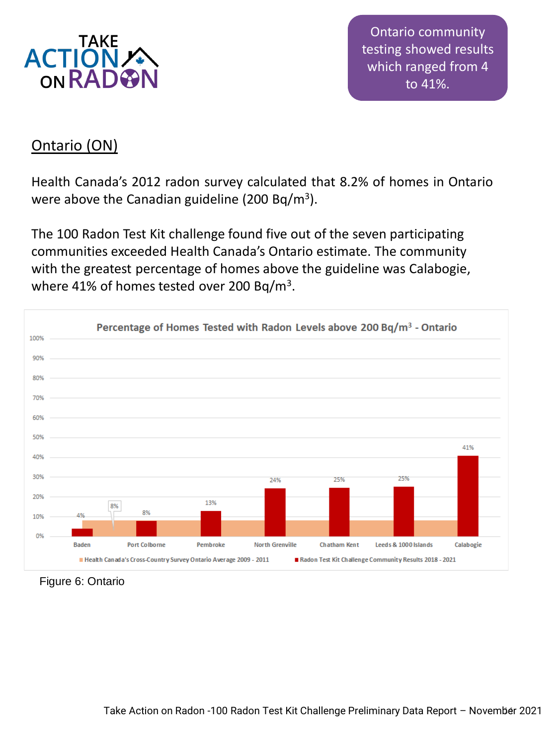Ontario community testing showed results which ranged from 4 to 41%.

## Ontario (ON)

Health Canada's 2012 radon survey calculated that 8.2% of homes in Ontario were above the Canadian guideline (200 Bq/m$^3$).

The 100 Radon Test Kit challenge found five out of the seven participating communities exceeded Health Canada's Ontario estimate. The community with the greatest percentage of homes above the guideline was Calabogie, where 41% of homes tested over 200 Bq/m$^3$.

**Percentage of Homes Tested with Radon Levels above 200 Bq/m$^3$ - Ontario**

| Community | Radon Test Kit Challenge Community Results 2018 - 2021 |
| --- | --- |
| Baden | 4% |
| Port Colborne | 8% |
| Pembroke | 13% |
| North Grenville | 24% |
| Chatham Kent | 25% |
| Leeds & 1000 Islands | 25% |
| Calabogie | 41% |

Health Canada's Cross-Country Survey Ontario Average 2009 - 2011: 8%

Figure 6: Ontario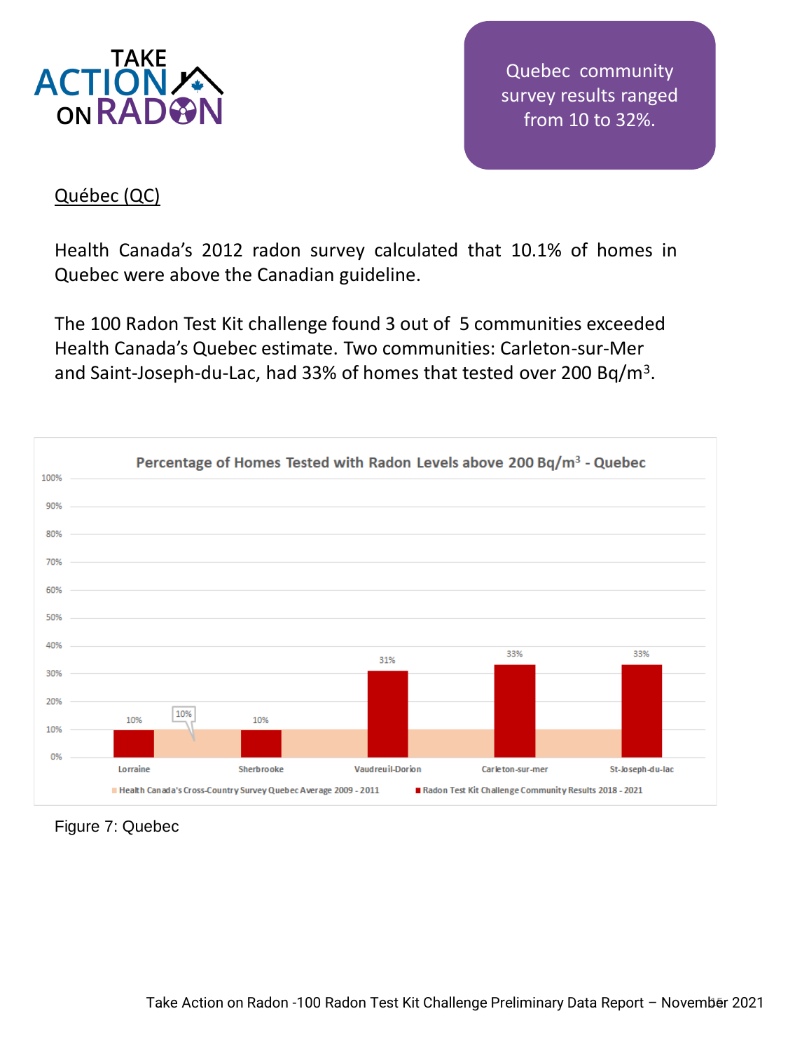Quebec community survey results ranged from 10 to 32%.

## Québec (QC)

Health Canada's 2012 radon survey calculated that 10.1% of homes in Quebec were above the Canadian guideline.

The 100 Radon Test Kit challenge found 3 out of 5 communities exceeded Health Canada's Quebec estimate. Two communities: Carleton-sur-Mer and Saint-Joseph-du-Lac, had 33% of homes that tested over 200 Bq/m$^3$.

**Percentage of Homes Tested with Radon Levels above 200 Bq/m$^3$ - Quebec**

| Community | Radon Test Kit Challenge Community Results 2018 - 2021 | Health Canada's Cross-Country Survey Quebec Average 2009 - 2011 |
|---|---|---|
| Lorraine | 10% | 10% |
| Sherbrooke | 10% | 10% |
| Vaudreuil-Dorion | 31% | 10% |
| Carleton-sur-mer | 33% | 10% |
| St-Joseph-du-lac | 33% | 10% |

Figure 7: Quebec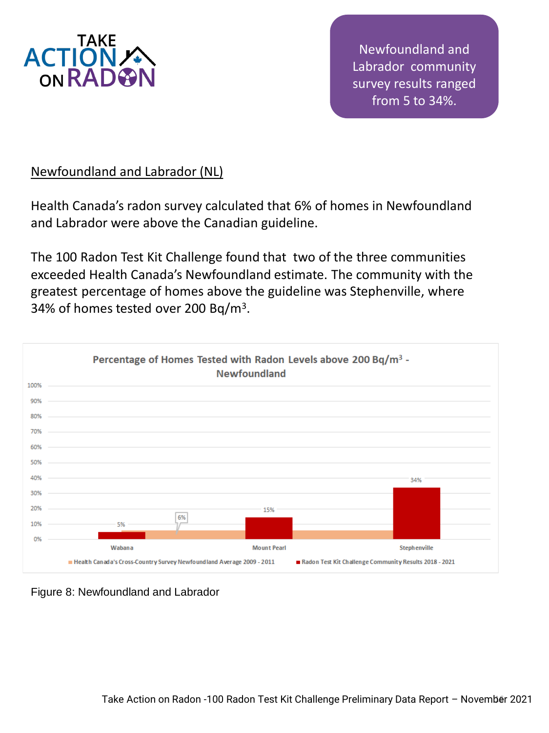Newfoundland and Labrador community survey results ranged from 5 to 34%.

## Newfoundland and Labrador (NL)

Health Canada's radon survey calculated that 6% of homes in Newfoundland and Labrador were above the Canadian guideline.

The 100 Radon Test Kit Challenge found that two of the three communities exceeded Health Canada's Newfoundland estimate. The community with the greatest percentage of homes above the guideline was Stephenville, where 34% of homes tested over 200 Bq/m³.

**Percentage of Homes Tested with Radon Levels above 200 Bq/m³ - Newfoundland**

| Community | Health Canada's Cross-Country Survey Newfoundland Average 2009 - 2011 | Radon Test Kit Challenge Community Results 2018 - 2021 |
|---|---|---|
| Wabana | 6% | 5% |
| Mount Pearl | 6% | 15% |
| Stephenville | 6% | 34% |

Figure 8: Newfoundland and Labrador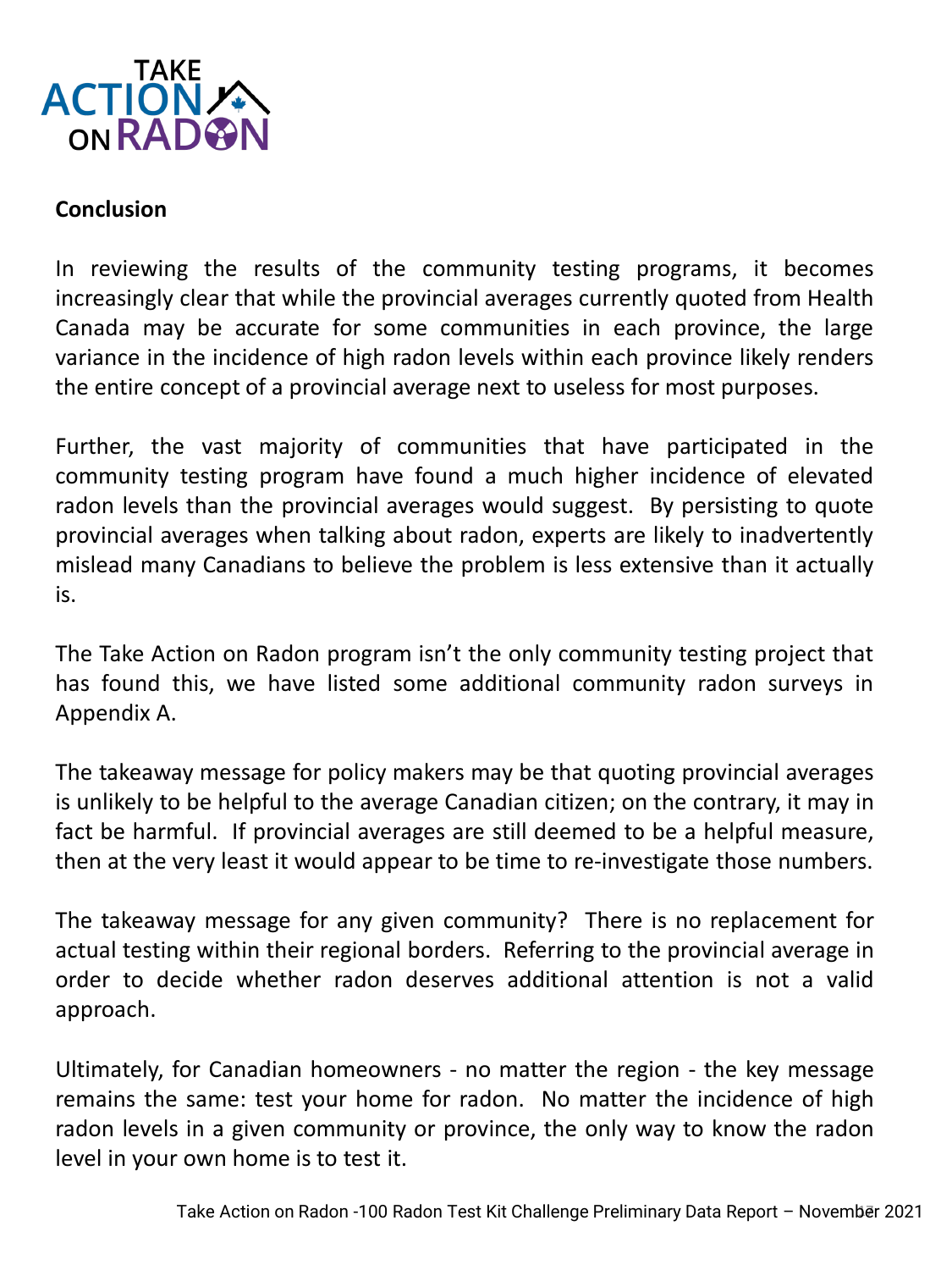## Conclusion

In reviewing the results of the community testing programs, it becomes increasingly clear that while the provincial averages currently quoted from Health Canada may be accurate for some communities in each province, the large variance in the incidence of high radon levels within each province likely renders the entire concept of a provincial average next to useless for most purposes.

Further, the vast majority of communities that have participated in the community testing program have found a much higher incidence of elevated radon levels than the provincial averages would suggest. By persisting to quote provincial averages when talking about radon, experts are likely to inadvertently mislead many Canadians to believe the problem is less extensive than it actually is.

The Take Action on Radon program isn't the only community testing project that has found this, we have listed some additional community radon surveys in Appendix A.

The takeaway message for policy makers may be that quoting provincial averages is unlikely to be helpful to the average Canadian citizen; on the contrary, it may in fact be harmful. If provincial averages are still deemed to be a helpful measure, then at the very least it would appear to be time to re-investigate those numbers.

The takeaway message for any given community? There is no replacement for actual testing within their regional borders. Referring to the provincial average in order to decide whether radon deserves additional attention is not a valid approach.

Ultimately, for Canadian homeowners - no matter the region - the key message remains the same: test your home for radon. No matter the incidence of high radon levels in a given community or province, the only way to know the radon level in your own home is to test it.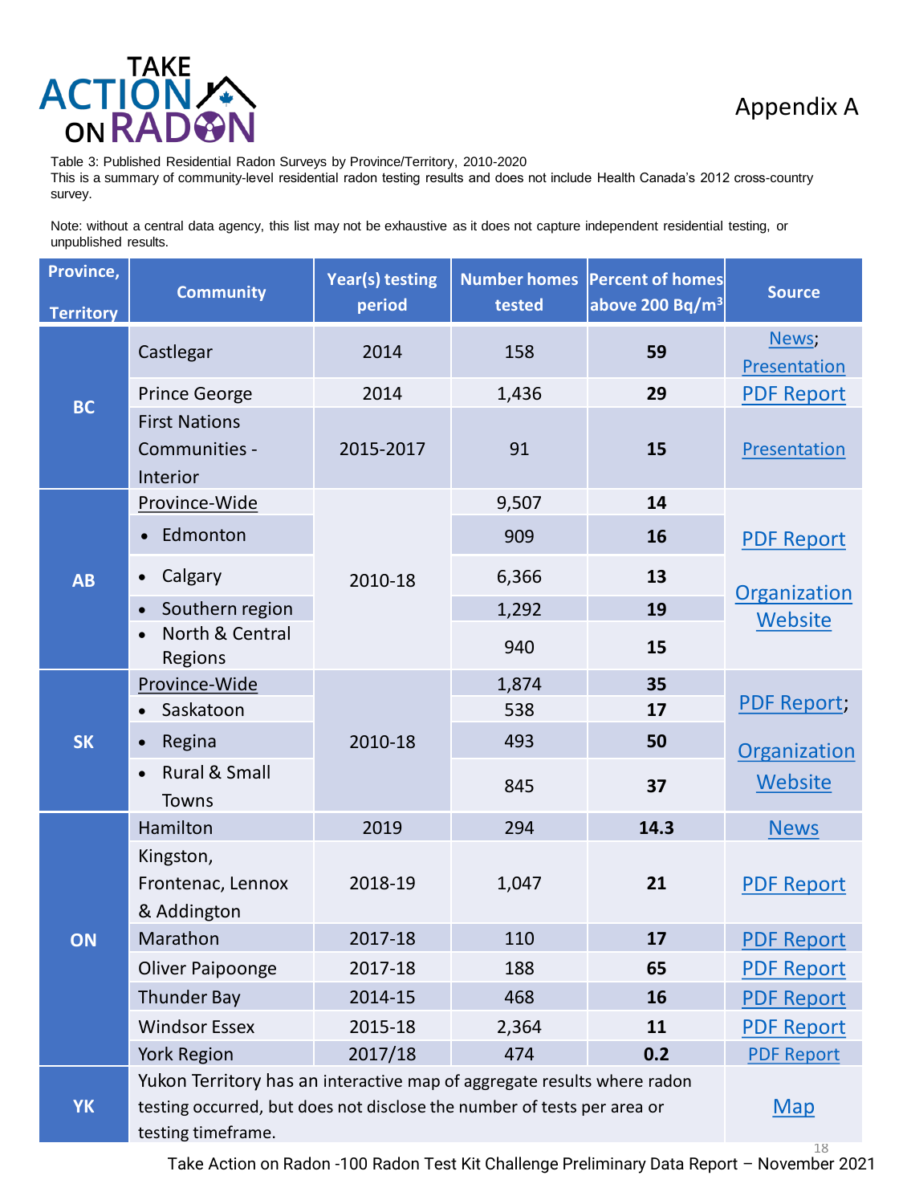Appendix A

Table 3: Published Residential Radon Surveys by Province/Territory, 2010-2020

This is a summary of community-level residential radon testing results and does not include Health Canada's 2012 cross-country survey.

Note: without a central data agency, this list may not be exhaustive as it does not capture independent residential testing, or unpublished results.

| Province, Territory | Community | Year(s) testing period | Number homes tested | Percent of homes above 200 $Bq/m^3$ | Source |
|---|---|---|---|---|---|
| BC | Castlegar | 2014 | 158 | **59** | News; Presentation |
| | Prince George | 2014 | 1,436 | **29** | PDF Report |
| | First Nations Communities - Interior | 2015-2017 | 91 | **15** | Presentation |
| AB | Province-Wide | 2010-18 | 9,507 | **14** | PDF Report; Organization Website |
| | • Edmonton | | 909 | **16** | |
| | • Calgary | | 6,366 | **13** | |
| | • Southern region | | 1,292 | **19** | |
| | • North & Central Regions | | 940 | **15** | |
| SK | Province-Wide | 2010-18 | 1,874 | **35** | PDF Report; Organization Website |
| | • Saskatoon | | 538 | **17** | |
| | • Regina | | 493 | **50** | |
| | • Rural & Small Towns | | 845 | **37** | |
| ON | Hamilton | 2019 | 294 | **14.3** | News |
| | Kingston, Frontenac, Lennox & Addington | 2018-19 | 1,047 | **21** | PDF Report |
| | Marathon | 2017-18 | 110 | **17** | PDF Report |
| | Oliver Paipoonge | 2017-18 | 188 | **65** | PDF Report |
| | Thunder Bay | 2014-15 | 468 | **16** | PDF Report |
| | Windsor Essex | 2015-18 | 2,364 | **11** | PDF Report |
| | York Region | 2017/18 | 474 | **0.2** | PDF Report |
| YK | Yukon Territory has an interactive map of aggregate results where radon testing occurred, but does not disclose the number of tests per area or testing timeframe. | | | | Map |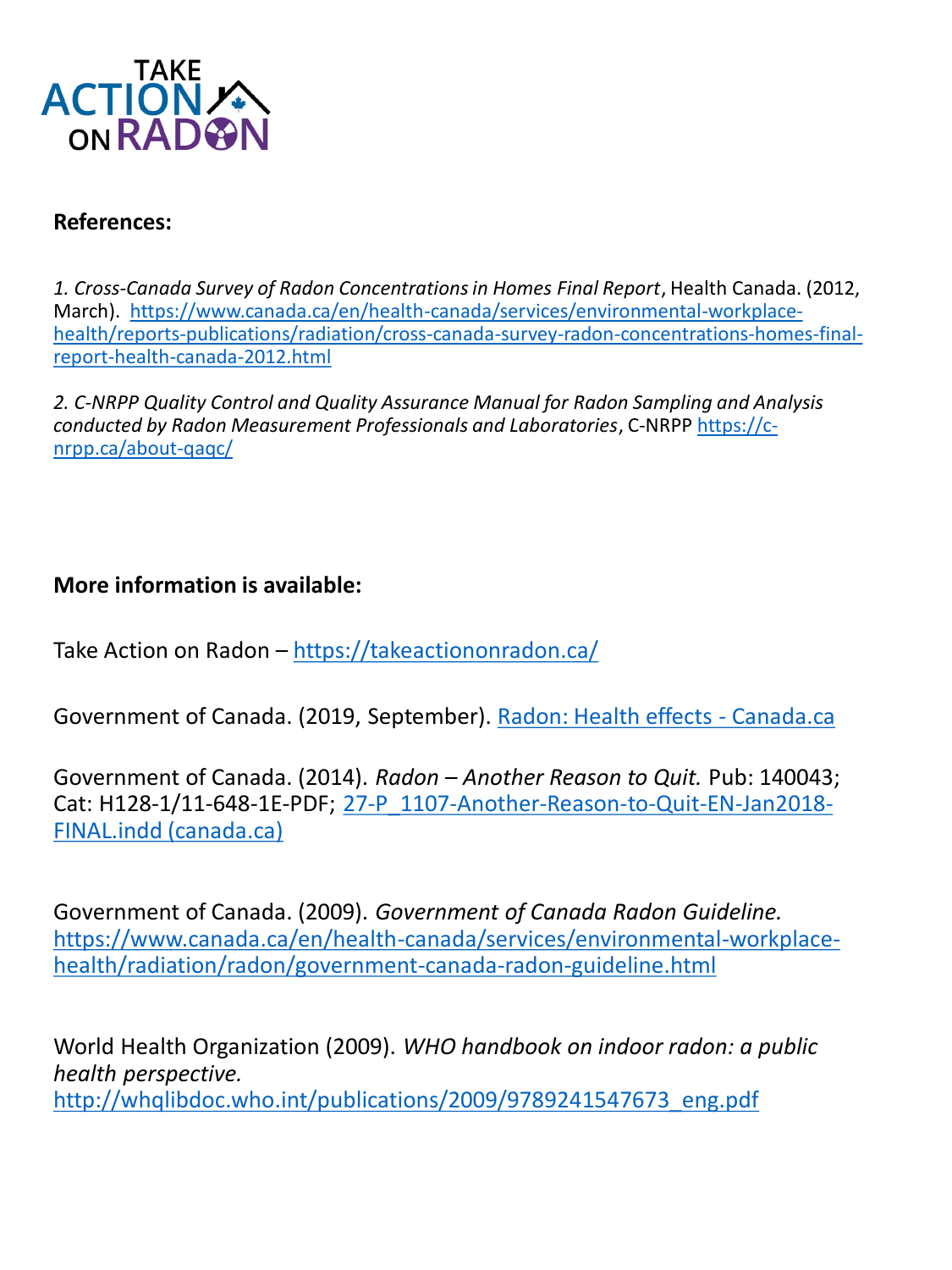**References:**

1. *Cross-Canada Survey of Radon Concentrations in Homes Final Report*, Health Canada. (2012, March). https://www.canada.ca/en/health-canada/services/environmental-workplace-health/reports-publications/radiation/cross-canada-survey-radon-concentrations-homes-final-report-health-canada-2012.html

2. *C-NRPP Quality Control and Quality Assurance Manual for Radon Sampling and Analysis conducted by Radon Measurement Professionals and Laboratories*, C-NRPP https://c-nrpp.ca/about-qaqc/

**More information is available:**

Take Action on Radon – https://takeactiononradon.ca/

Government of Canada. (2019, September). Radon: Health effects - Canada.ca

Government of Canada. (2014). *Radon – Another Reason to Quit.* Pub: 140043; Cat: H128-1/11-648-1E-PDF; 27-P_1107-Another-Reason-to-Quit-EN-Jan2018-FINAL.indd (canada.ca)

Government of Canada. (2009). *Government of Canada Radon Guideline.* https://www.canada.ca/en/health-canada/services/environmental-workplace-health/radiation/radon/government-canada-radon-guideline.html

World Health Organization (2009). *WHO handbook on indoor radon: a public health perspective.* http://whqlibdoc.who.int/publications/2009/9789241547673_eng.pdf